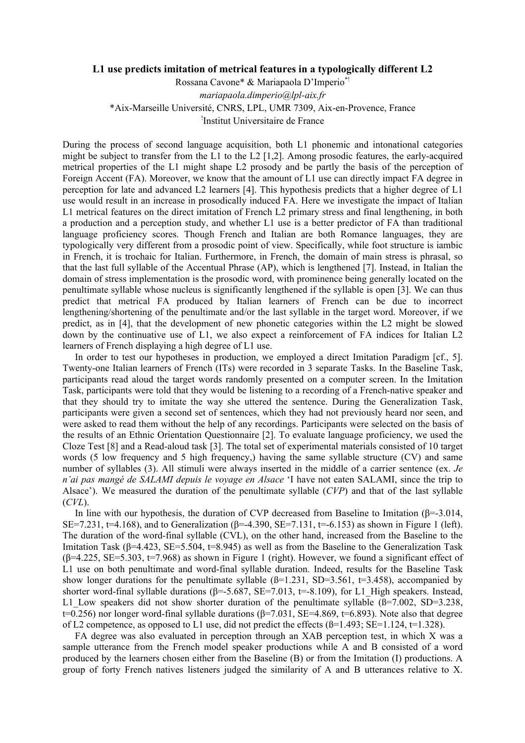# L1 use predicts imitation of metrical features in a typologically different L2

Rossana Cavone* & Mariapaola D'Imperio*[!]

*mariapaola.dimperio@lpl-aix.fr*

*Aix-Marseille Université, CNRS, LPL, UMR 7309, Aix-en-Provence, France

[!]Institut Universitaire de France

During the process of second language acquisition, both L1 phonemic and intonational categories might be subject to transfer from the L1 to the L2 [1,2]. Among prosodic features, the early-acquired metrical properties of the L1 might shape L2 prosody and be partly the basis of the perception of Foreign Accent (FA). Moreover, we know that the amount of L1 use can directly impact FA degree in perception for late and advanced L2 learners [4]. This hypothesis predicts that a higher degree of L1 use would result in an increase in prosodically induced FA. Here we investigate the impact of Italian L1 metrical features on the direct imitation of French L2 primary stress and final lengthening, in both a production and a perception study, and whether L1 use is a better predictor of FA than traditional language proficiency scores. Though French and Italian are both Romance languages, they are typologically very different from a prosodic point of view. Specifically, while foot structure is iambic in French, it is trochaic for Italian. Furthermore, in French, the domain of main stress is phrasal, so that the last full syllable of the Accentual Phrase (AP), which is lengthened [7]. Instead, in Italian the domain of stress implementation is the prosodic word, with prominence being generally located on the penultimate syllable whose nucleus is significantly lengthened if the syllable is open [3]. We can thus predict that metrical FA produced by Italian learners of French can be due to incorrect lengthening/shortening of the penultimate and/or the last syllable in the target word. Moreover, if we predict, as in [4], that the development of new phonetic categories within the L2 might be slowed down by the continuative use of L1, we also expect a reinforcement of FA indices for Italian L2 learners of French displaying a high degree of L1 use.

In order to test our hypotheses in production, we employed a direct Imitation Paradigm [cf., 5]. Twenty-one Italian learners of French (ITs) were recorded in 3 separate Tasks. In the Baseline Task, participants read aloud the target words randomly presented on a computer screen. In the Imitation Task, participants were told that they would be listening to a recording of a French-native speaker and that they should try to imitate the way she uttered the sentence. During the Generalization Task, participants were given a second set of sentences, which they had not previously heard nor seen, and were asked to read them without the help of any recordings. Participants were selected on the basis of the results of an Ethnic Orientation Questionnaire [2]. To evaluate language proficiency, we used the Cloze Test [8] and a Read-aloud task [3]. The total set of experimental materials consisted of 10 target words (5 low frequency and 5 high frequency,) having the same syllable structure (CV) and same number of syllables (3). All stimuli were always inserted in the middle of a carrier sentence (ex. *Je n'ai pas mangé de SALAMI depuis le voyage en Alsace* 'I have not eaten SALAMI, since the trip to Alsace'). We measured the duration of the penultimate syllable (*CVP*) and that of the last syllable (*CVL*).

In line with our hypothesis, the duration of CVP decreased from Baseline to Imitation ($\beta$=-3.014, SE=7.231, t=4.168), and to Generalization ($\beta$=-4.390, SE=7.131, t=-6.153) as shown in Figure 1 (left). The duration of the word-final syllable (CVL), on the other hand, increased from the Baseline to the Imitation Task ($\beta$=4.423, SE=5.504, t=8.945) as well as from the Baseline to the Generalization Task ($\beta$=4.225, SE=5.303, t=7.968) as shown in Figure 1 (right). However, we found a significant effect of L1 use on both penultimate and word-final syllable duration. Indeed, results for the Baseline Task show longer durations for the penultimate syllable ($\beta$=1.231, SD=3.561, t=3.458), accompanied by shorter word-final syllable durations ($\beta$=-5.687, SE=7.013, t=-8.109), for L1_High speakers. Instead, L1_Low speakers did not show shorter duration of the penultimate syllable (ß=7.002, SD=3.238, t=0.256) nor longer word-final syllable durations ($\beta$=7.031, SE=4.869, t=6.893). Note also that degree of L2 competence, as opposed to L1 use, did not predict the effects (ß=1.493; SE=1.124, t=1.328).

FA degree was also evaluated in perception through an XAB perception test, in which X was a sample utterance from the French model speaker productions while A and B consisted of a word produced by the learners chosen either from the Baseline (B) or from the Imitation (I) productions. A group of forty French natives listeners judged the similarity of A and B utterances relative to X.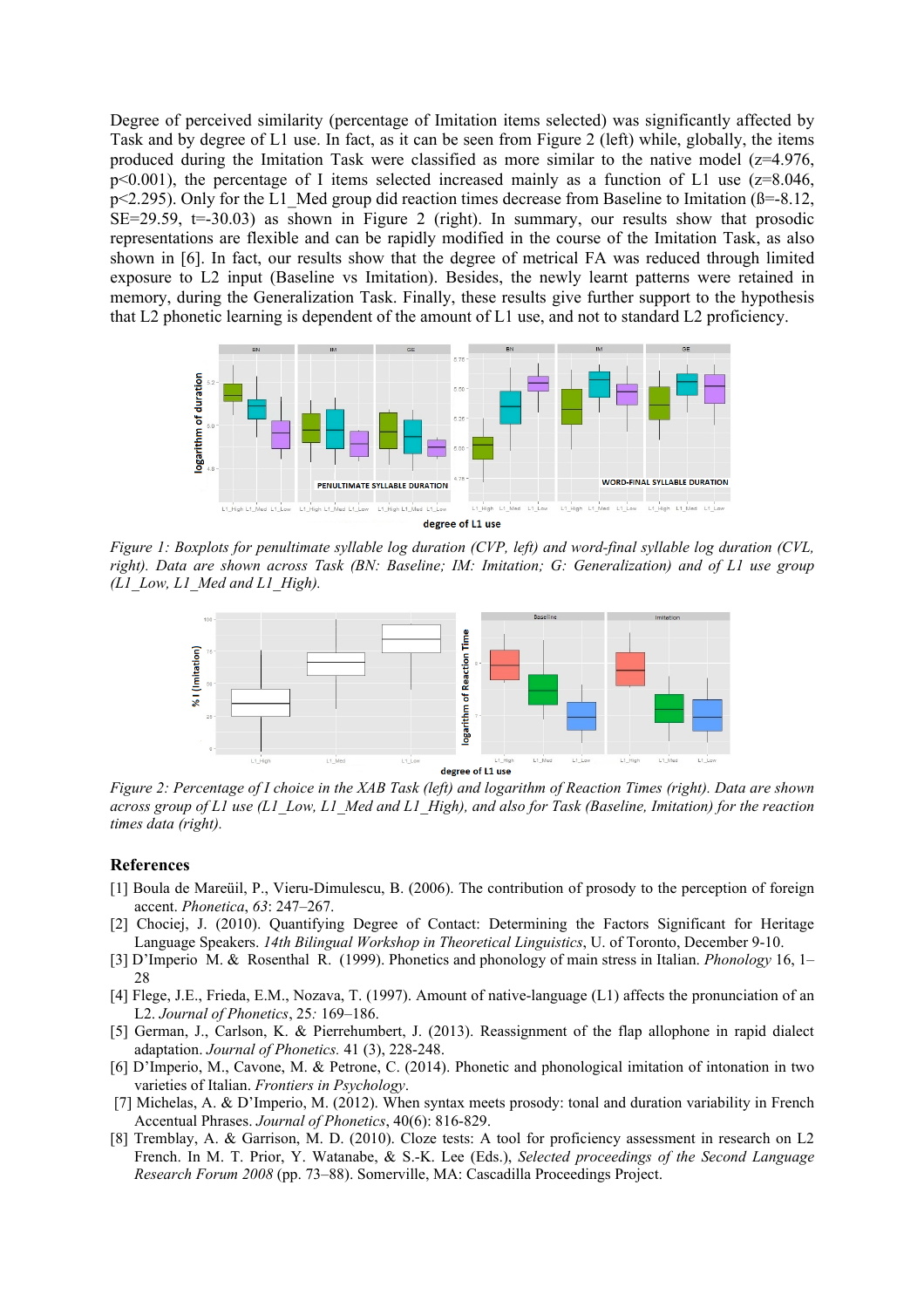Degree of perceived similarity (percentage of Imitation items selected) was significantly affected by Task and by degree of L1 use. In fact, as it can be seen from Figure 2 (left) while, globally, the items produced during the Imitation Task were classified as more similar to the native model ($z$=4.976, $p$<0.001), the percentage of I items selected increased mainly as a function of L1 use ($z$=8.046, $p$<2.295). Only for the L1_Med group did reaction times decrease from Baseline to Imitation (ß=-8.12, SE=29.59, $t$=-30.03) as shown in Figure 2 (right). In summary, our results show that prosodic representations are flexible and can be rapidly modified in the course of the Imitation Task, as also shown in [6]. In fact, our results show that the degree of metrical FA was reduced through limited exposure to L2 input (Baseline vs Imitation). Besides, the newly learnt patterns were retained in memory, during the Generalization Task. Finally, these results give further support to the hypothesis that L2 phonetic learning is dependent of the amount of L1 use, and not to standard L2 proficiency.

BN IM GE BN IM GE

logarithm of duration

PENULTIMATE SYLLABLE DURATION

WORD-FINAL SYLLABLE DURATION

L1_High L1_Med L1_Low

degree of L1 use

*Figure 1: Boxplots for penultimate syllable log duration (CVP, left) and word-final syllable log duration (CVL, right). Data are shown across Task (BN: Baseline; IM: Imitation; G: Generalization) and of L1 use group (L1_Low, L1_Med and L1_High).*

% I (Imitation)

Baseline Imitation

logarithm of Reaction Time

L1_High L1_Med L1_Low

degree of L1 use

*Figure 2: Percentage of I choice in the XAB Task (left) and logarithm of Reaction Times (right). Data are shown across group of L1 use (L1_Low, L1_Med and L1_High), and also for Task (Baseline, Imitation) for the reaction times data (right).*

## References

[1] Boula de Mareüil, P., Vieru-Dimulescu, B. (2006). The contribution of prosody to the perception of foreign accent. *Phonetica*, *63*: 247–267.

[2] Chociej, J. (2010). Quantifying Degree of Contact: Determining the Factors Significant for Heritage Language Speakers. *14th Bilingual Workshop in Theoretical Linguistics*, U. of Toronto, December 9-10.

[3] D'Imperio M. & Rosenthal R. (1999). Phonetics and phonology of main stress in Italian. *Phonology* 16, 1–28

[4] Flege, J.E., Frieda, E.M., Nozava, T. (1997). Amount of native-language (L1) affects the pronunciation of an L2. *Journal of Phonetics*, 25: 169–186.

[5] German, J., Carlson, K. & Pierrehumbert, J. (2013). Reassignment of the flap allophone in rapid dialect adaptation. *Journal of Phonetics.* 41 (3), 228-248.

[6] D'Imperio, M., Cavone, M. & Petrone, C. (2014). Phonetic and phonological imitation of intonation in two varieties of Italian. *Frontiers in Psychology*.

[7] Michelas, A. & D'Imperio, M. (2012). When syntax meets prosody: tonal and duration variability in French Accentual Phrases. *Journal of Phonetics*, 40(6): 816-829.

[8] Tremblay, A. & Garrison, M. D. (2010). Cloze tests: A tool for proficiency assessment in research on L2 French. In M. T. Prior, Y. Watanabe, & S.-K. Lee (Eds.), *Selected proceedings of the Second Language Research Forum 2008* (pp. 73–88). Somerville, MA: Cascadilla Proceedings Project.